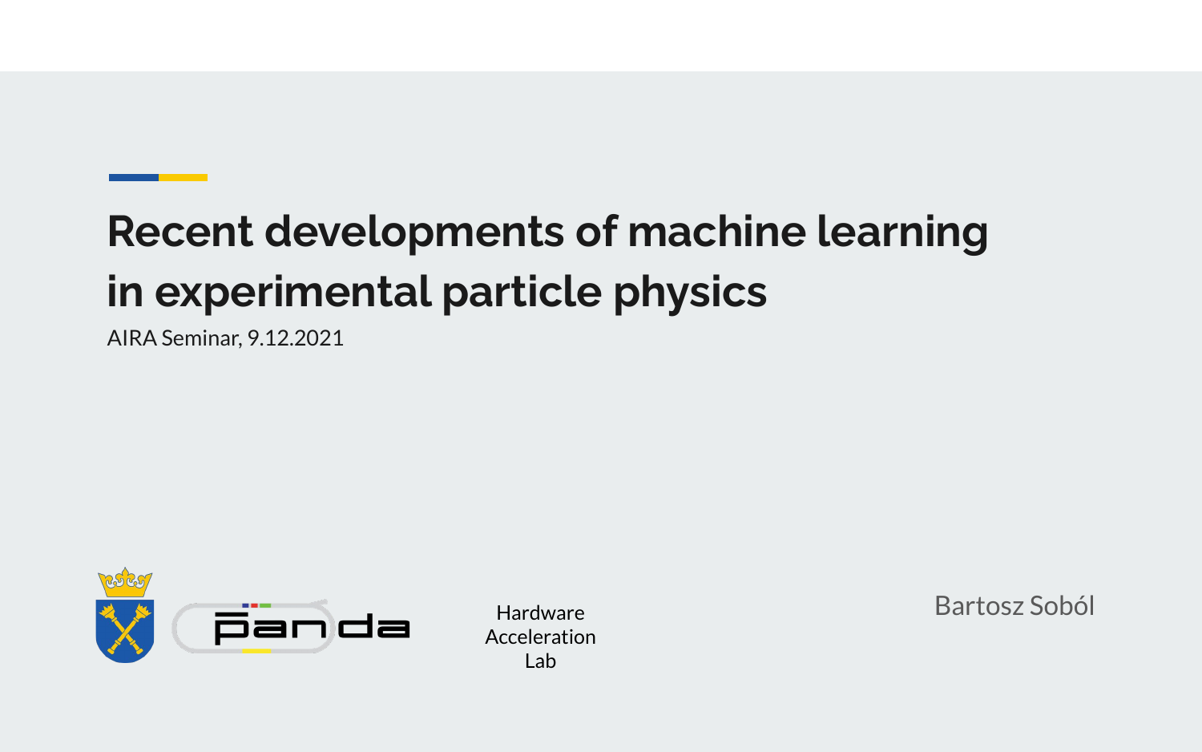# Recent developments of machine learning in experimental particle physics

AIRA Seminar, 9.12.2021

Hardware Acceleration Lab

Bartosz Soból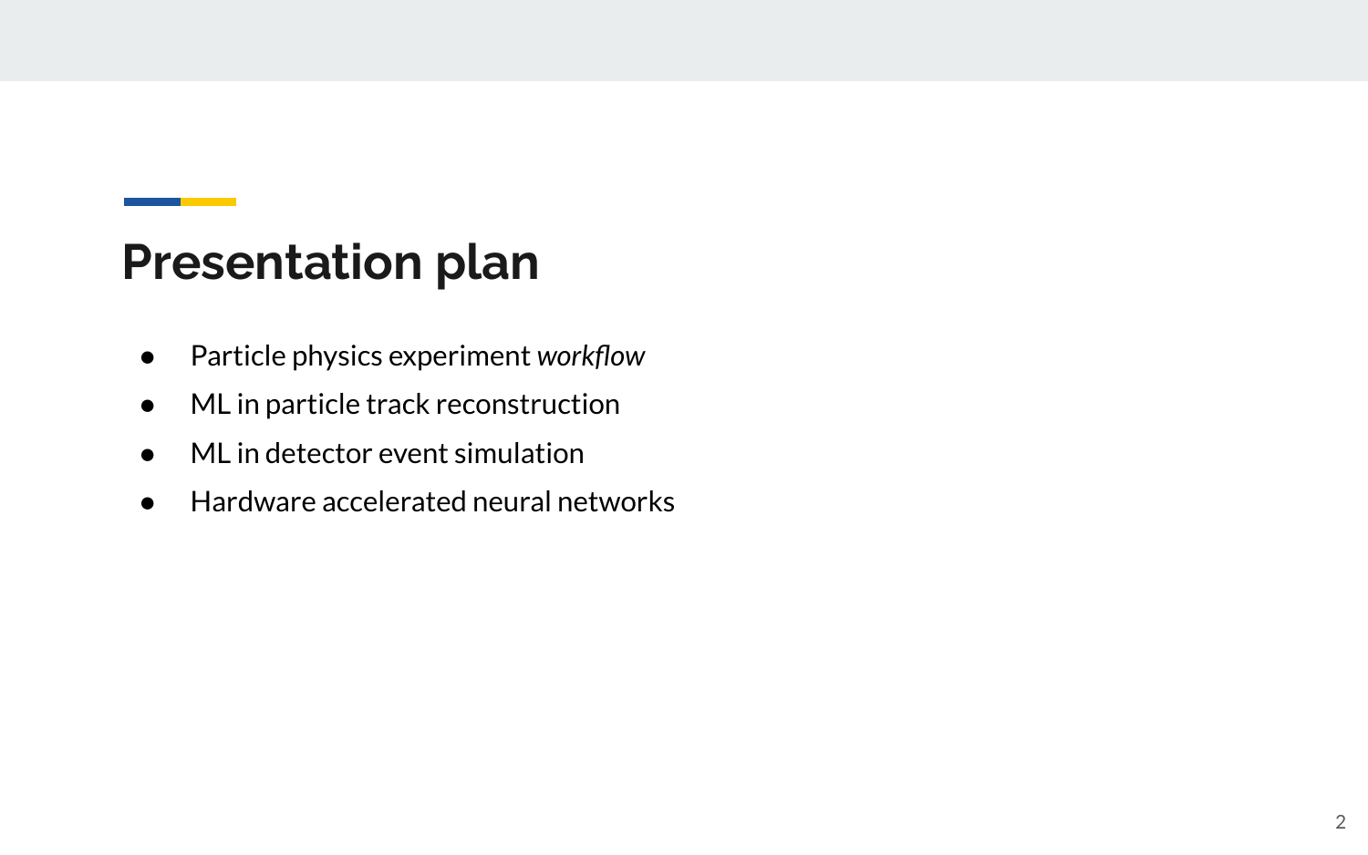# Presentation plan

- Particle physics experiment *workflow*
- ML in particle track reconstruction
- ML in detector event simulation
- Hardware accelerated neural networks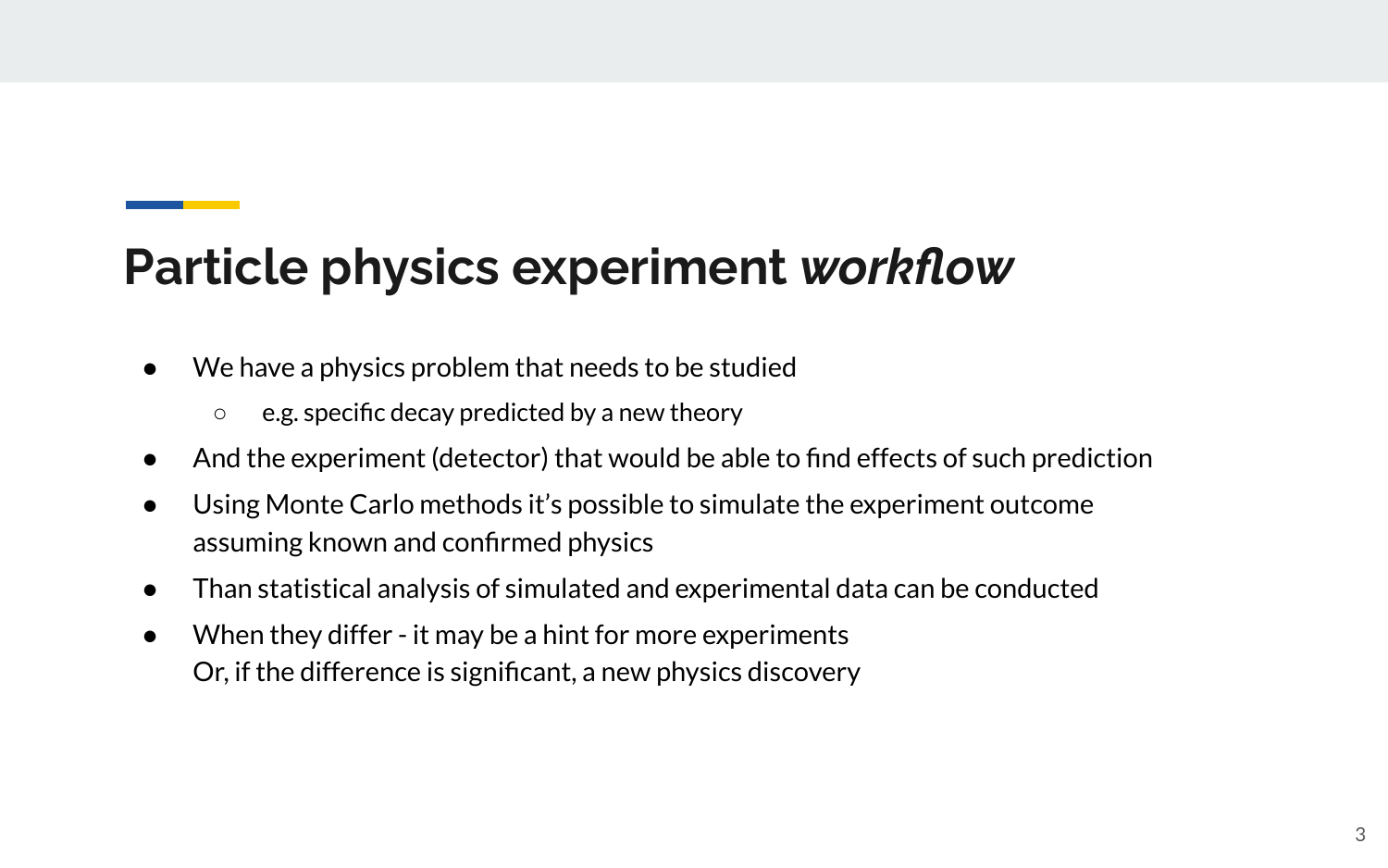# Particle physics experiment *workflow*

- We have a physics problem that needs to be studied
  - e.g. specific decay predicted by a new theory
- And the experiment (detector) that would be able to find effects of such prediction
- Using Monte Carlo methods it's possible to simulate the experiment outcome assuming known and confirmed physics
- Than statistical analysis of simulated and experimental data can be conducted
- When they differ - it may be a hint for more experiments
  Or, if the difference is significant, a new physics discovery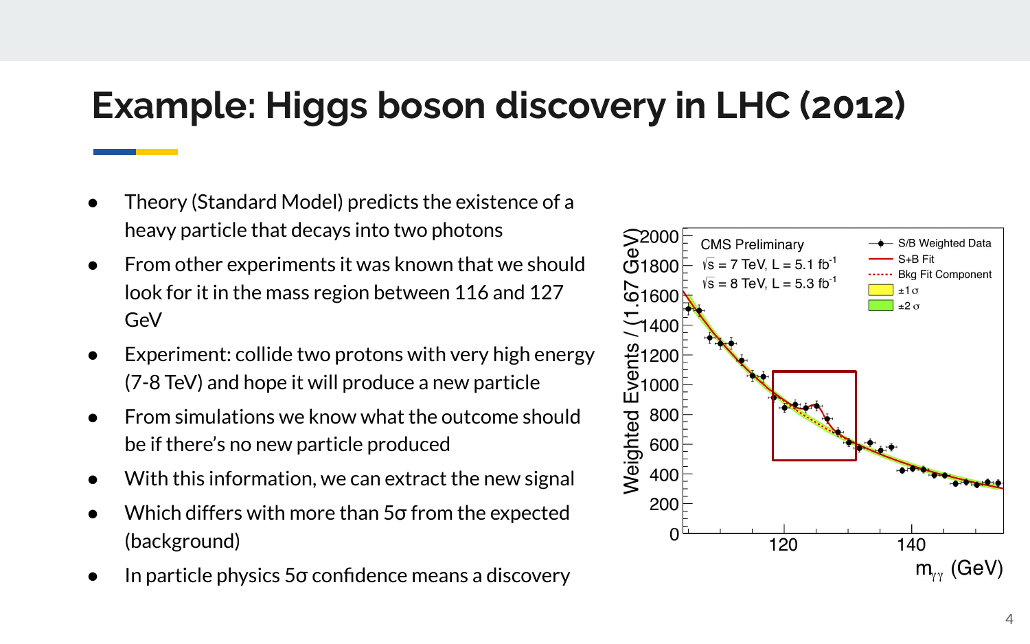# Example: Higgs boson discovery in LHC (2012)

- Theory (Standard Model) predicts the existence of a heavy particle that decays into two photons
- From other experiments it was known that we should look for it in the mass region between 116 and 127 GeV
- Experiment: collide two protons with very high energy (7-8 TeV) and hope it will produce a new particle
- From simulations we know what the outcome should be if there's no new particle produced
- With this information, we can extract the new signal
- Which differs with more than 5σ from the expected (background)
- In particle physics 5σ confidence means a discovery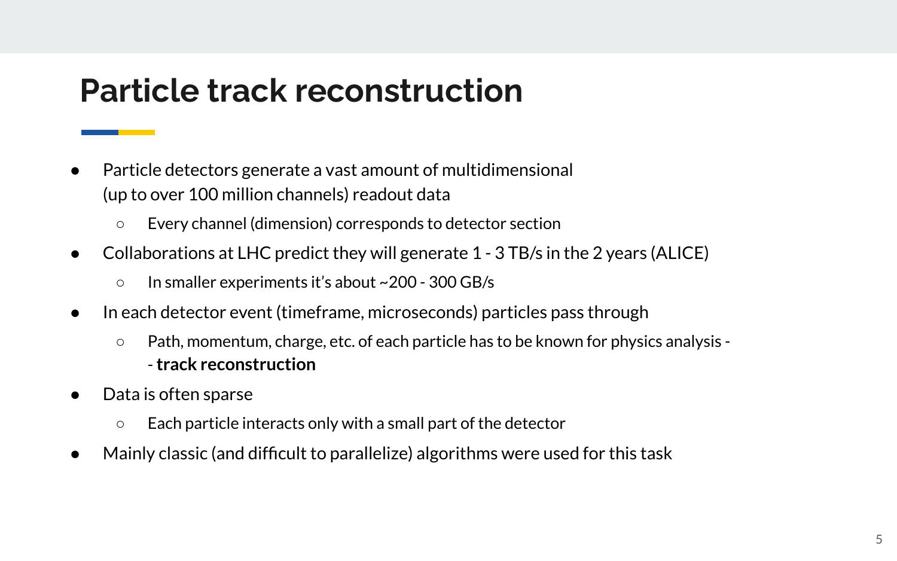# Particle track reconstruction

- Particle detectors generate a vast amount of multidimensional (up to over 100 million channels) readout data
  - Every channel (dimension) corresponds to detector section
- Collaborations at LHC predict they will generate 1 - 3 TB/s in the 2 years (ALICE)
  - In smaller experiments it's about ~200 - 300 GB/s
- In each detector event (timeframe, microseconds) particles pass through
  - Path, momentum, charge, etc. of each particle has to be known for physics analysis - - **track reconstruction**
- Data is often sparse
  - Each particle interacts only with a small part of the detector
- Mainly classic (and difficult to parallelize) algorithms were used for this task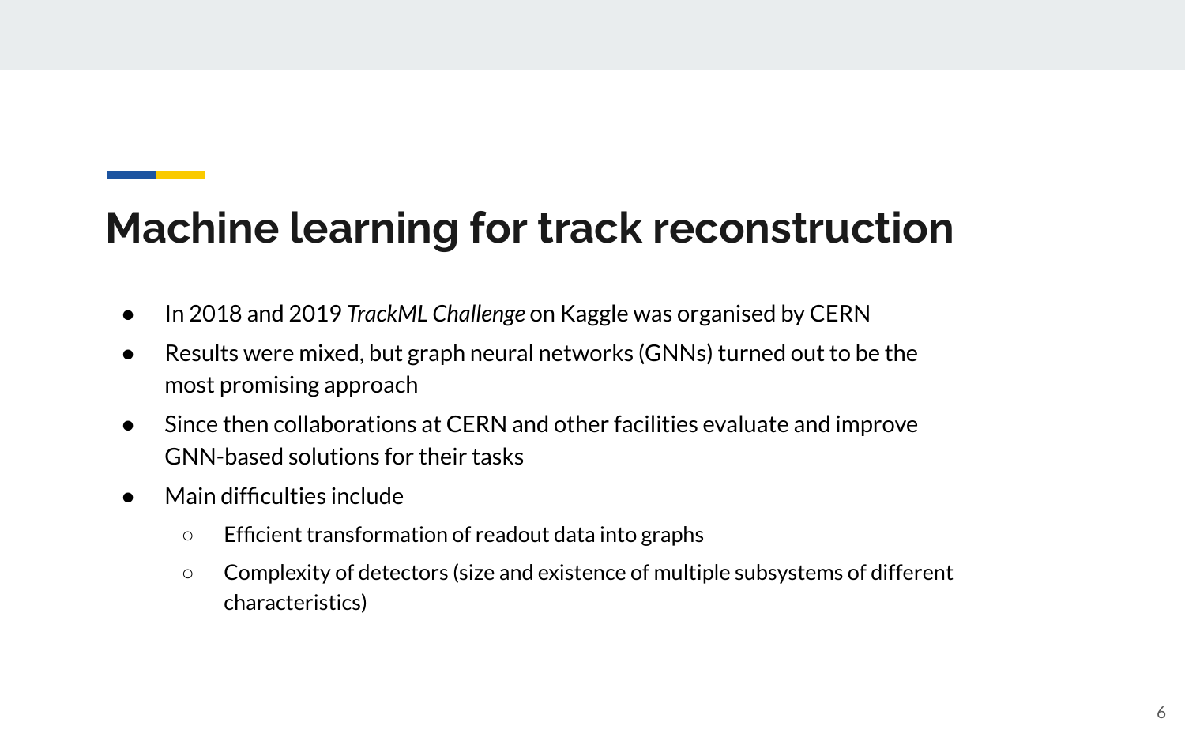# Machine learning for track reconstruction

- In 2018 and 2019 *TrackML Challenge* on Kaggle was organised by CERN
- Results were mixed, but graph neural networks (GNNs) turned out to be the most promising approach
- Since then collaborations at CERN and other facilities evaluate and improve GNN-based solutions for their tasks
- Main difficulties include
    - Efficient transformation of readout data into graphs
    - Complexity of detectors (size and existence of multiple subsystems of different characteristics)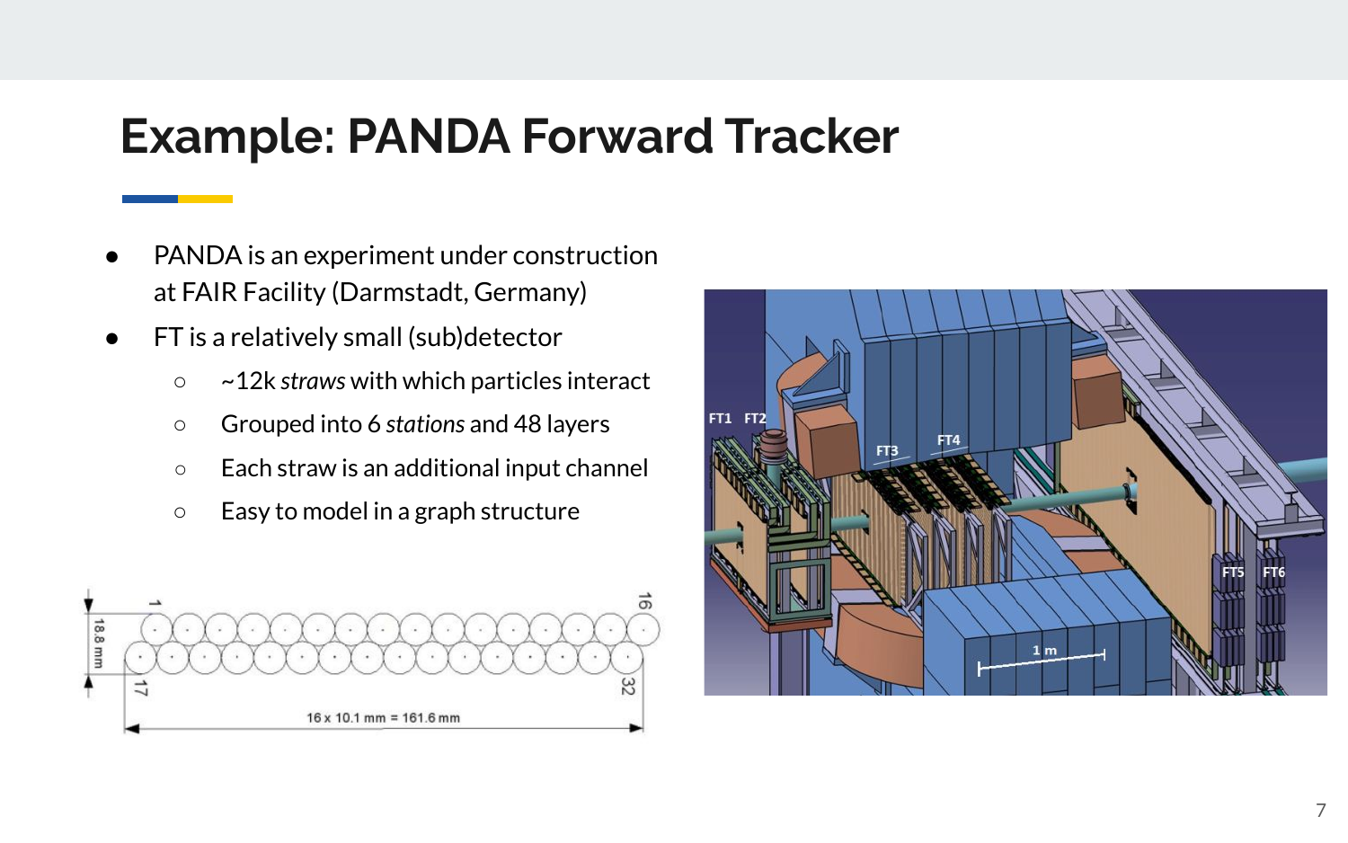# Example: PANDA Forward Tracker

- PANDA is an experiment under construction at FAIR Facility (Darmstadt, Germany)
- FT is a relatively small (sub)detector
  - ~12k *straws* with which particles interact
  - Grouped into 6 *stations* and 48 layers
  - Each straw is an additional input channel
  - Easy to model in a graph structure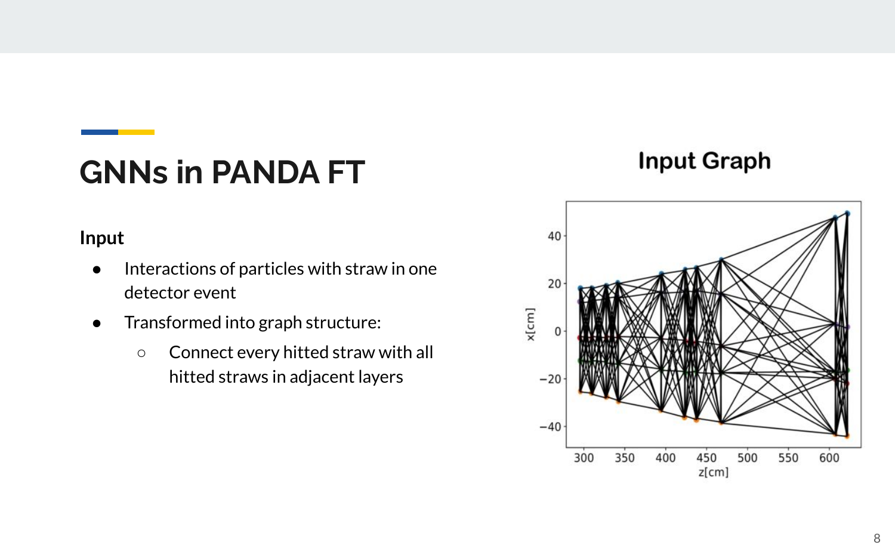# GNNs in PANDA FT

**Input**

- Interactions of particles with straw in one detector event
- Transformed into graph structure:
  - Connect every hitted straw with all hitted straws in adjacent layers

**Input Graph**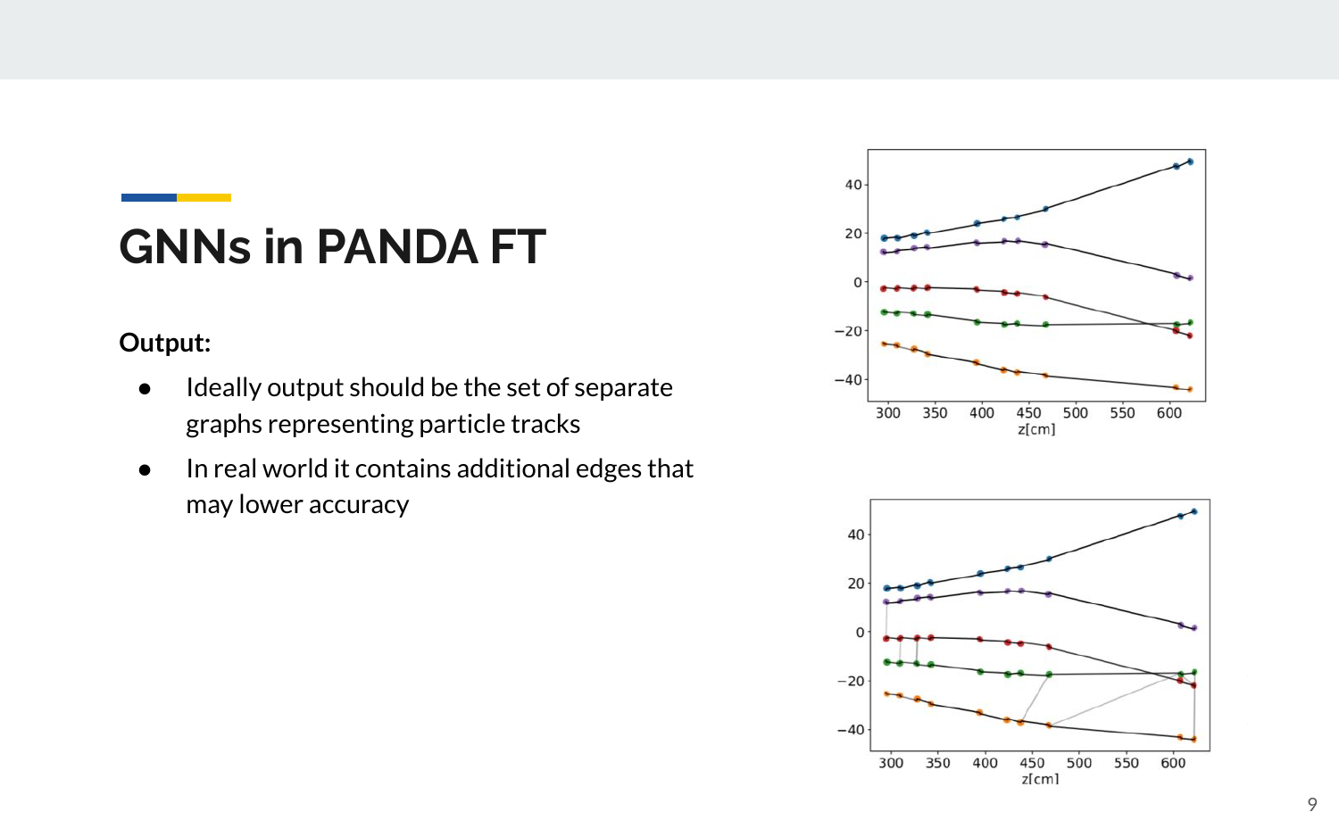# GNNs in PANDA FT

**Output:**

- Ideally output should be the set of separate graphs representing particle tracks
- In real world it contains additional edges that may lower accuracy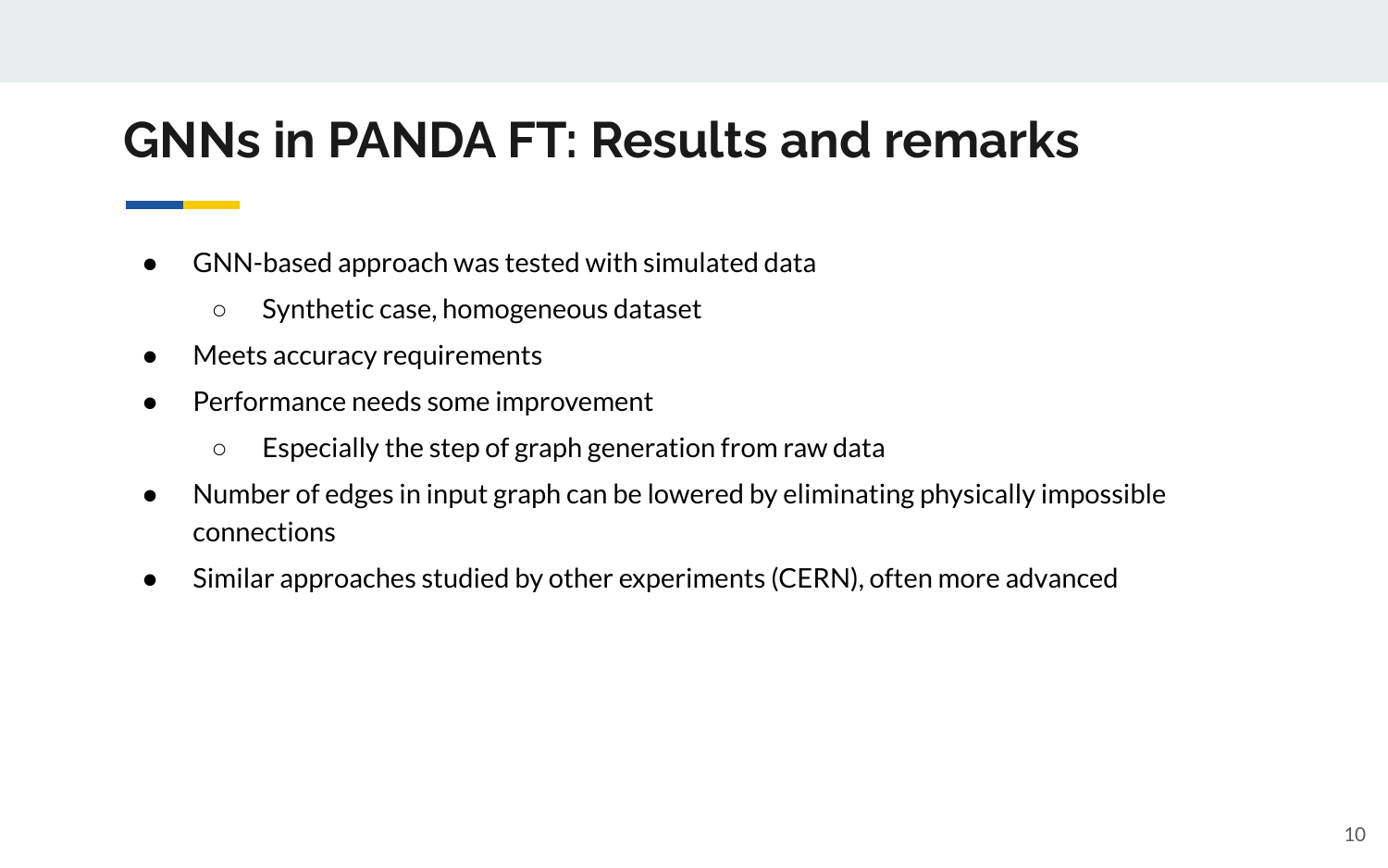# GNNs in PANDA FT: Results and remarks

- GNN-based approach was tested with simulated data
  - Synthetic case, homogeneous dataset
- Meets accuracy requirements
- Performance needs some improvement
  - Especially the step of graph generation from raw data
- Number of edges in input graph can be lowered by eliminating physically impossible connections
- Similar approaches studied by other experiments (CERN), often more advanced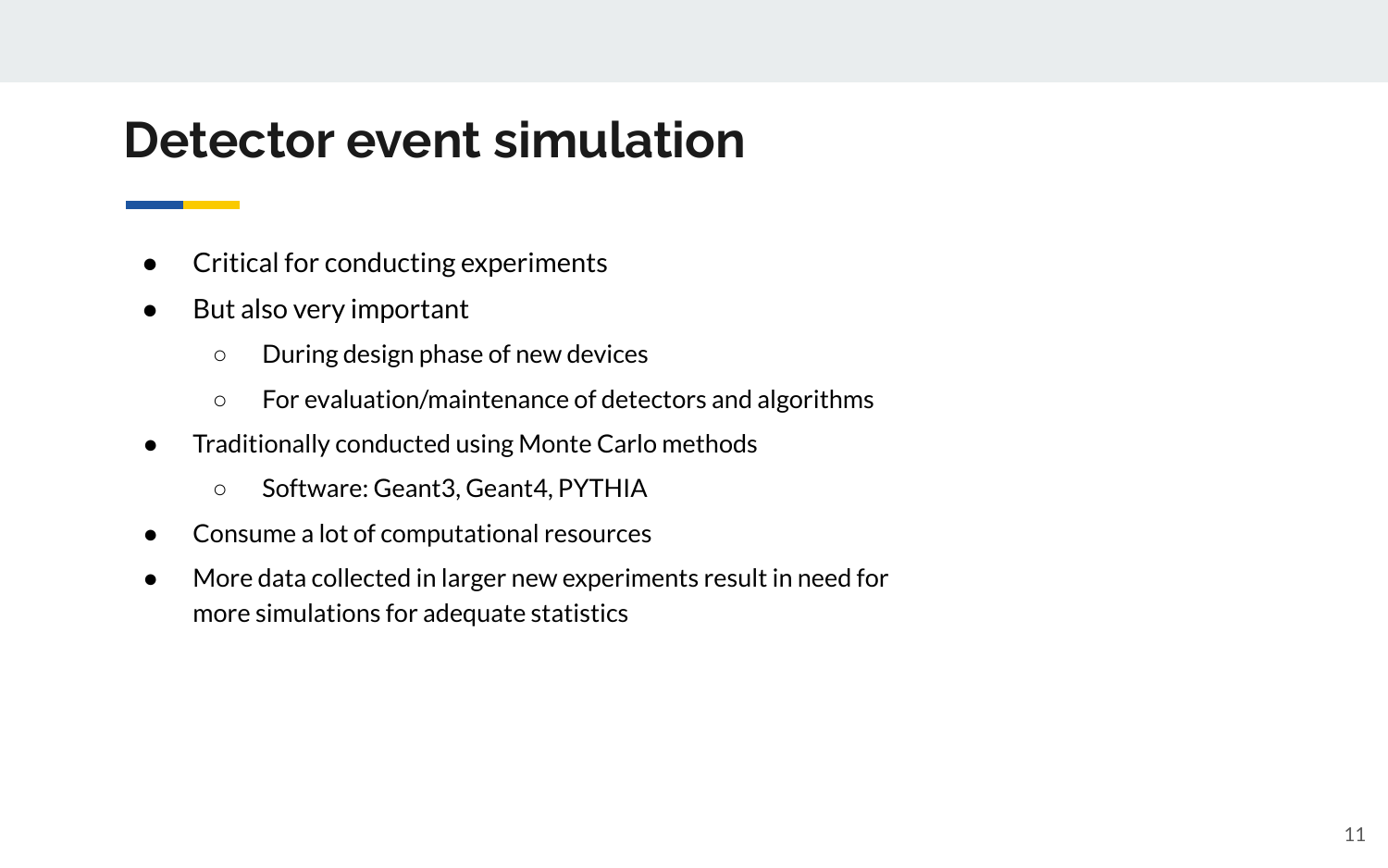# Detector event simulation

- Critical for conducting experiments
- But also very important
  - During design phase of new devices
  - For evaluation/maintenance of detectors and algorithms
- Traditionally conducted using Monte Carlo methods
  - Software: Geant3, Geant4, PYTHIA
- Consume a lot of computational resources
- More data collected in larger new experiments result in need for more simulations for adequate statistics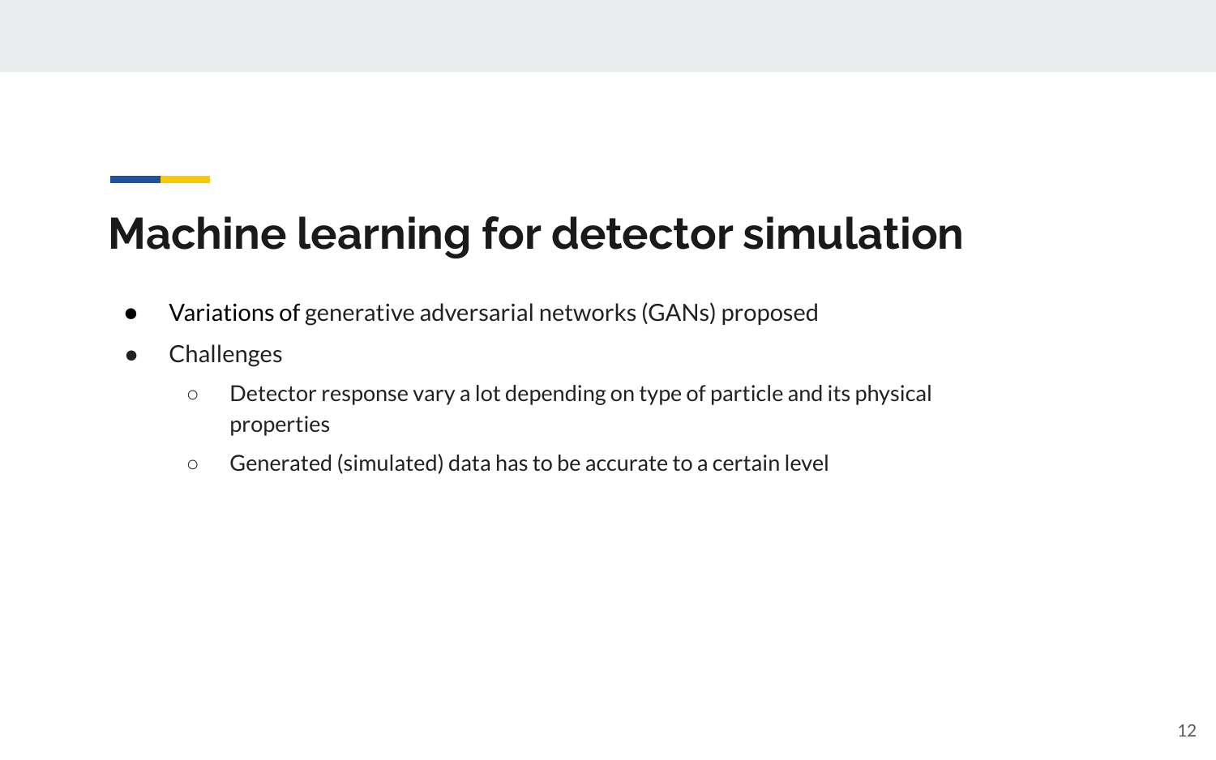# Machine learning for detector simulation

- Variations of generative adversarial networks (GANs) proposed
- Challenges
  - Detector response vary a lot depending on type of particle and its physical properties
  - Generated (simulated) data has to be accurate to a certain level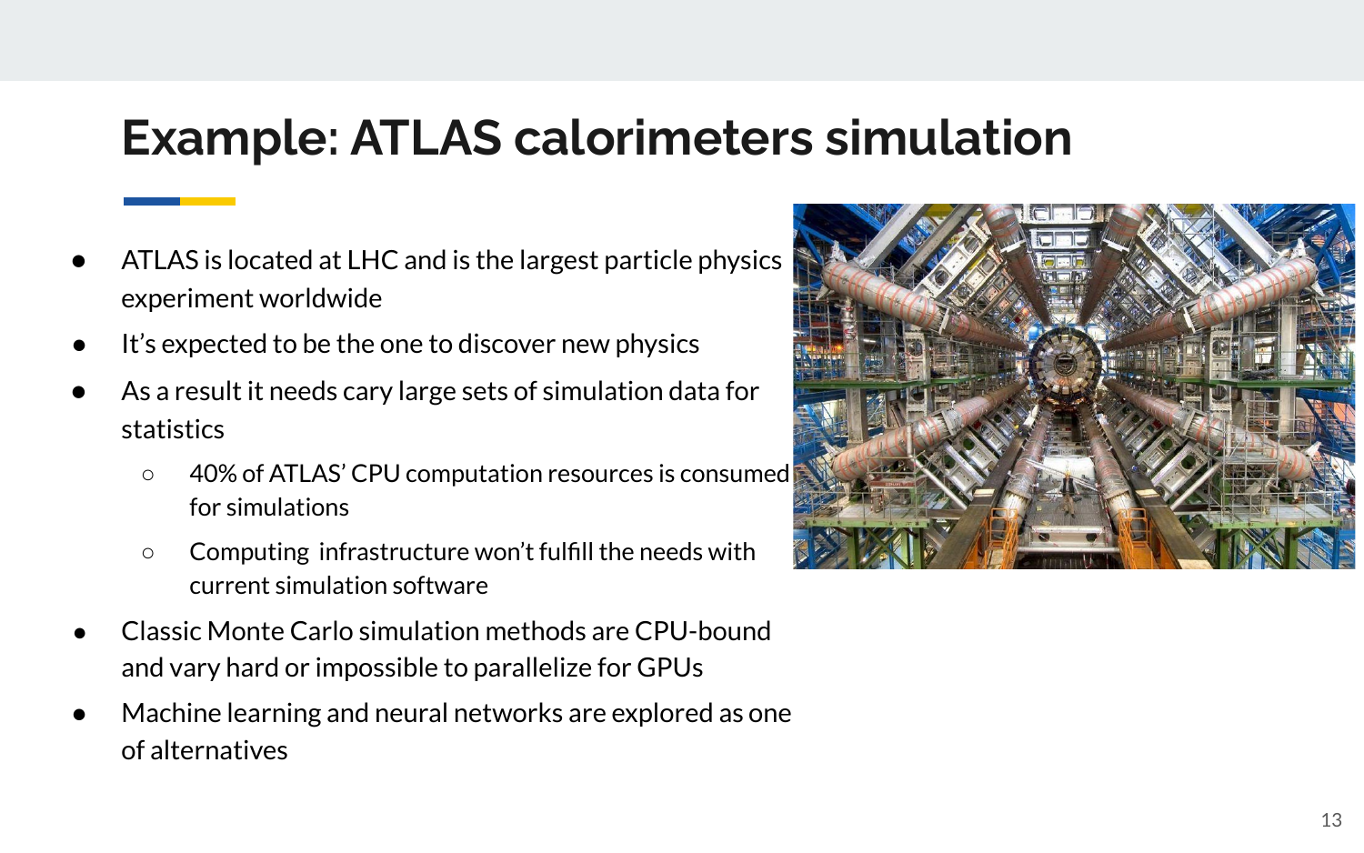# Example: ATLAS calorimeters simulation

- ATLAS is located at LHC and is the largest particle physics experiment worldwide
- It's expected to be the one to discover new physics
- As a result it needs cary large sets of simulation data for statistics
  - 40% of ATLAS' CPU computation resources is consumed for simulations
  - Computing infrastructure won't fulfill the needs with current simulation software
- Classic Monte Carlo simulation methods are CPU-bound and vary hard or impossible to parallelize for GPUs
- Machine learning and neural networks are explored as one of alternatives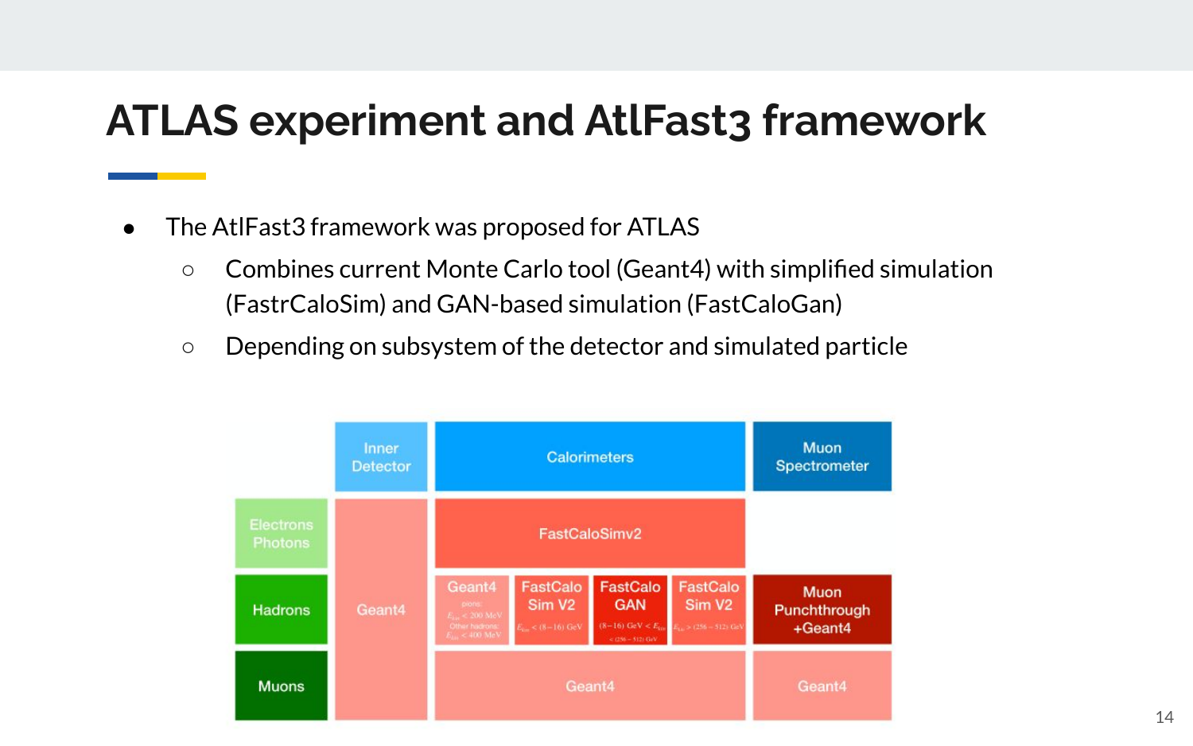# ATLAS experiment and AtlFast3 framework

- The AtlFast3 framework was proposed for ATLAS
  - Combines current Monte Carlo tool (Geant4) with simplified simulation (FastrCaloSim) and GAN-based simulation (FastCaloGan)
  - Depending on subsystem of the detector and simulated particle

| | Inner Detector | Calorimeters | | | | Muon Spectrometer |
|---|---|---|---|---|---|---|
| Electrons Photons | Geant4 | FastCaloSimv2 | | | | |
| Hadrons | Geant4 | Geant4 (pions: $E_{kin} < 200$ MeV; Other hadrons: $E_{kin} < 400$ MeV) | FastCalo Sim V2 ($E_{kin} < (8-16)$ GeV) | FastCalo GAN ($(8-16)$ GeV $< E_{kin} < (256-512)$ GeV) | FastCalo Sim V2 ($E_{kin} > (256-512)$ GeV) | Muon Punchthrough +Geant4 |
| Muons | Geant4 | Geant4 | | | | Geant4 |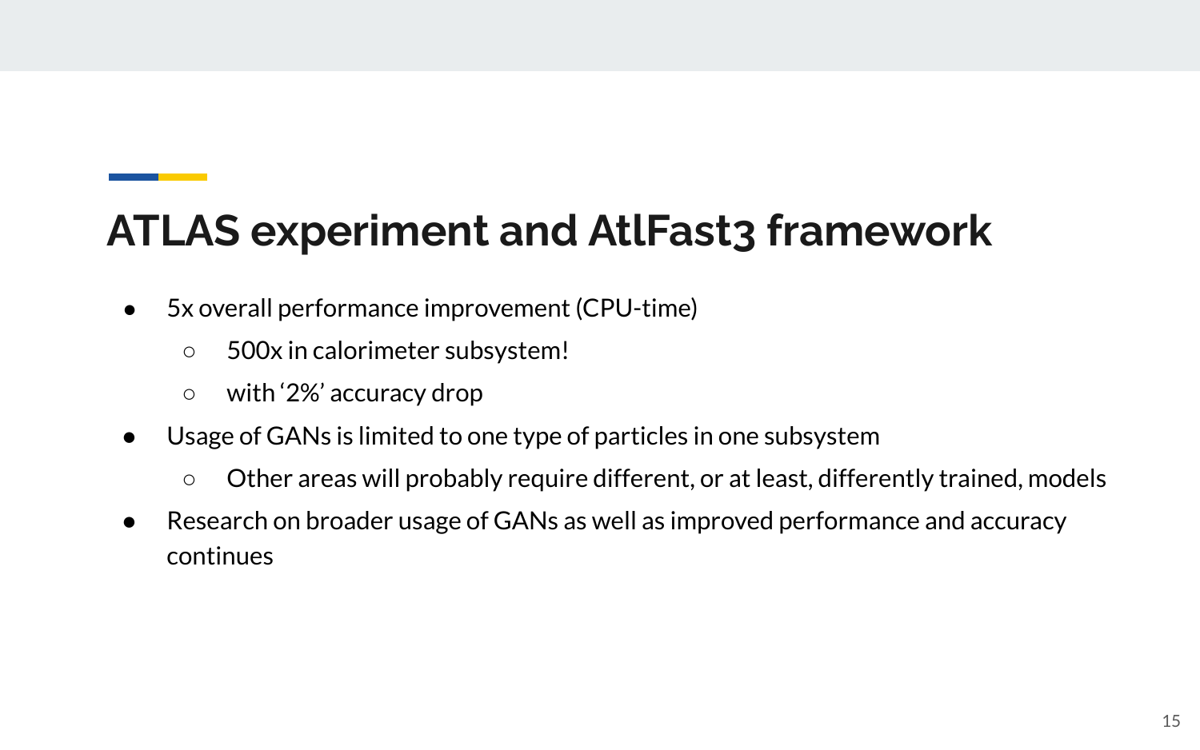# ATLAS experiment and AtlFast3 framework

- 5x overall performance improvement (CPU-time)
  - 500x in calorimeter subsystem!
  - with '2%' accuracy drop
- Usage of GANs is limited to one type of particles in one subsystem
  - Other areas will probably require different, or at least, differently trained, models
- Research on broader usage of GANs as well as improved performance and accuracy continues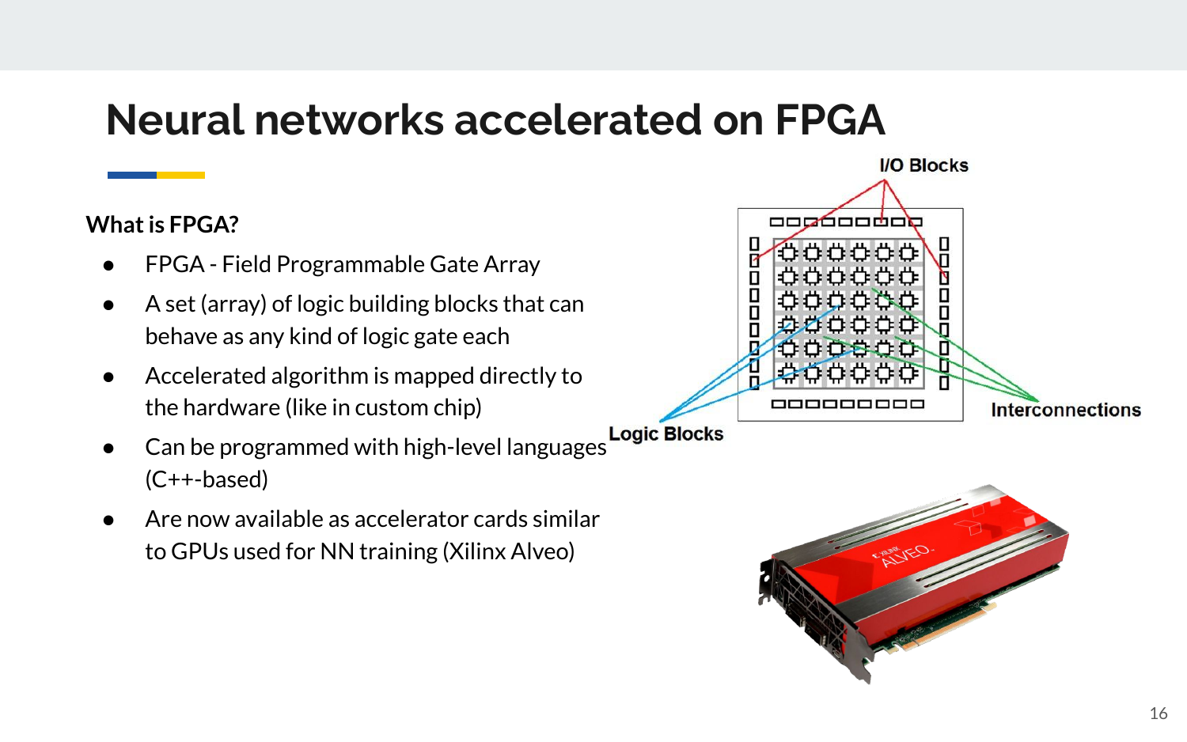# Neural networks accelerated on FPGA

**What is FPGA?**

- FPGA - Field Programmable Gate Array
- A set (array) of logic building blocks that can behave as any kind of logic gate each
- Accelerated algorithm is mapped directly to the hardware (like in custom chip)
- Can be programmed with high-level languages (C++-based)
- Are now available as accelerator cards similar to GPUs used for NN training (Xilinx Alveo)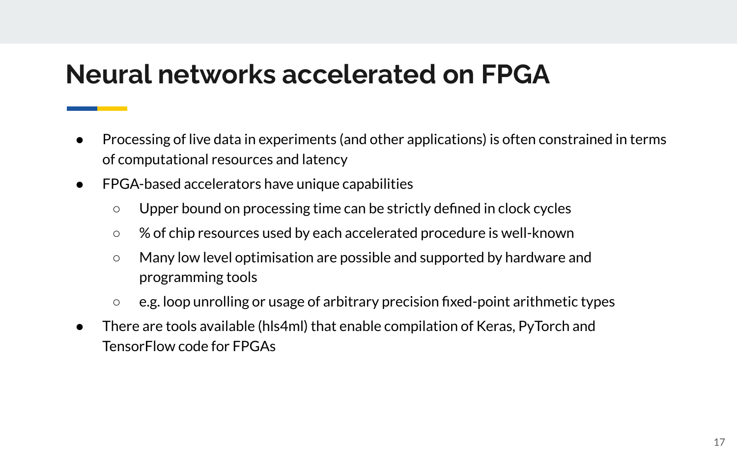# Neural networks accelerated on FPGA

- Processing of live data in experiments (and other applications) is often constrained in terms of computational resources and latency
- FPGA-based accelerators have unique capabilities
  - Upper bound on processing time can be strictly defined in clock cycles
  - % of chip resources used by each accelerated procedure is well-known
  - Many low level optimisation are possible and supported by hardware and programming tools
  - e.g. loop unrolling or usage of arbitrary precision fixed-point arithmetic types
- There are tools available (hls4ml) that enable compilation of Keras, PyTorch and TensorFlow code for FPGAs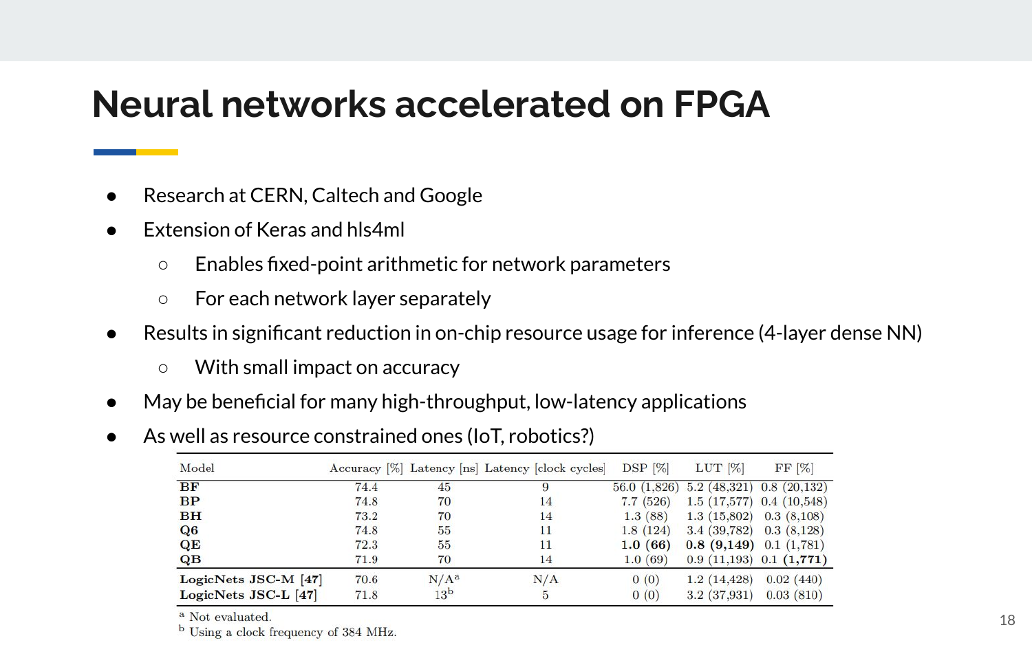# Neural networks accelerated on FPGA

- Research at CERN, Caltech and Google
- Extension of Keras and hls4ml
  - Enables fixed-point arithmetic for network parameters
  - For each network layer separately
- Results in significant reduction in on-chip resource usage for inference (4-layer dense NN)
  - With small impact on accuracy
- May be beneficial for many high-throughput, low-latency applications
- As well as resource constrained ones (IoT, robotics?)

| Model | Accuracy [%] | Latency [ns] | Latency [clock cycles] | DSP [%] | LUT [%] | FF [%] |
|---|---|---|---|---|---|---|
| **BF** | 74.4 | 45 | 9 | 56.0 (1,826) | 5.2 (48,321) | 0.8 (20,132) |
| **BP** | 74.8 | 70 | 14 | 7.7 (526) | 1.5 (17,577) | 0.4 (10,548) |
| **BH** | 73.2 | 70 | 14 | 1.3 (88) | 1.3 (15,802) | 0.3 (8,108) |
| **Q6** | 74.8 | 55 | 11 | 1.8 (124) | 3.4 (39,782) | 0.3 (8,128) |
| **QE** | 72.3 | 55 | 11 | **1.0 (66)** | **0.8 (9,149)** | 0.1 (1,781) |
| **QB** | 71.9 | 70 | 14 | 1.0 (69) | 0.9 (11,193) | 0.1 **(1,771)** |
| **LogicNets JSC-M [47]** | 70.6 | N/A[a] | N/A | 0 (0) | 1.2 (14,428) | 0.02 (440) |
| **LogicNets JSC-L [47]** | 71.8 | 13[b] | 5 | 0 (0) | 3.2 (37,931) | 0.03 (810) |

[a] Not evaluated.
[b] Using a clock frequency of 384 MHz.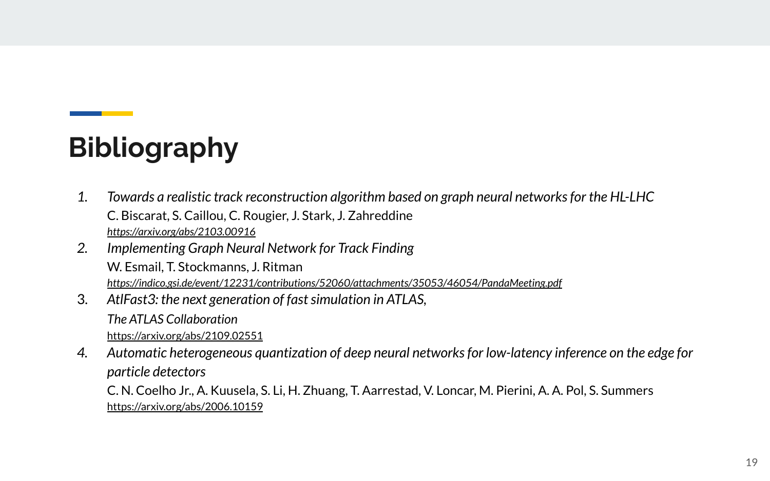# Bibliography

1. *Towards a realistic track reconstruction algorithm based on graph neural networks for the HL-LHC*
   C. Biscarat, S. Caillou, C. Rougier, J. Stark, J. Zahreddine
   *https://arxiv.org/abs/2103.00916*
2. *Implementing Graph Neural Network for Track Finding*
   W. Esmail, T. Stockmanns, J. Ritman
   *https://indico.gsi.de/event/12231/contributions/52060/attachments/35053/46054/PandaMeeting.pdf*
3. *AtlFast3: the next generation of fast simulation in ATLAS,*
   *The ATLAS Collaboration*
   https://arxiv.org/abs/2109.02551
4. *Automatic heterogeneous quantization of deep neural networks for low-latency inference on the edge for particle detectors*
   C. N. Coelho Jr., A. Kuusela, S. Li, H. Zhuang, T. Aarrestad, V. Loncar, M. Pierini, A. A. Pol, S. Summers
   https://arxiv.org/abs/2006.10159